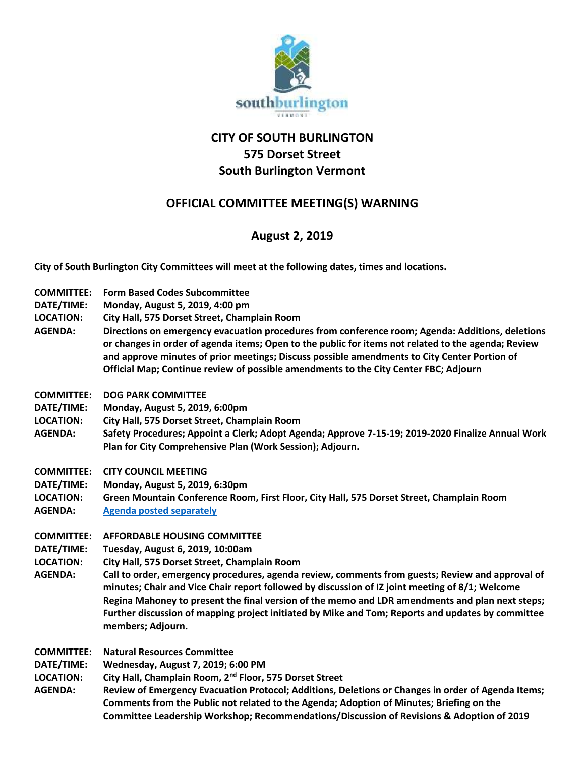southburlington
VERMONT

# CITY OF SOUTH BURLINGTON
## 575 Dorset Street
## South Burlington Vermont

## OFFICIAL COMMITTEE MEETING(S) WARNING

## August 2, 2019

**City of South Burlington City Committees will meet at the following dates, times and locations.**

**COMMITTEE:** **Form Based Codes Subcommittee**
**DATE/TIME:** **Monday, August 5, 2019, 4:00 pm**
**LOCATION:** **City Hall, 575 Dorset Street, Champlain Room**
**AGENDA:** **Directions on emergency evacuation procedures from conference room; Agenda: Additions, deletions or changes in order of agenda items; Open to the public for items not related to the agenda; Review and approve minutes of prior meetings; Discuss possible amendments to City Center Portion of Official Map; Continue review of possible amendments to the City Center FBC; Adjourn**

**COMMITTEE:** **DOG PARK COMMITTEE**
**DATE/TIME:** **Monday, August 5, 2019, 6:00pm**
**LOCATION:** **City Hall, 575 Dorset Street, Champlain Room**
**AGENDA:** **Safety Procedures; Appoint a Clerk; Adopt Agenda; Approve 7-15-19; 2019-2020 Finalize Annual Work Plan for City Comprehensive Plan (Work Session); Adjourn.**

**COMMITTEE:** **CITY COUNCIL MEETING**
**DATE/TIME:** **Monday, August 5, 2019, 6:30pm**
**LOCATION:** **Green Mountain Conference Room, First Floor, City Hall, 575 Dorset Street, Champlain Room**
**AGENDA:** **Agenda posted separately**

**COMMITTEE:** **AFFORDABLE HOUSING COMMITTEE**
**DATE/TIME:** **Tuesday, August 6, 2019, 10:00am**
**LOCATION:** **City Hall, 575 Dorset Street, Champlain Room**
**AGENDA:** **Call to order, emergency procedures, agenda review, comments from guests; Review and approval of minutes; Chair and Vice Chair report followed by discussion of IZ joint meeting of 8/1; Welcome Regina Mahoney to present the final version of the memo and LDR amendments and plan next steps; Further discussion of mapping project initiated by Mike and Tom; Reports and updates by committee members; Adjourn.**

**COMMITTEE:** **Natural Resources Committee**
**DATE/TIME:** **Wednesday, August 7, 2019; 6:00 PM**
**LOCATION:** **City Hall, Champlain Room, 2nd Floor, 575 Dorset Street**
**AGENDA:** **Review of Emergency Evacuation Protocol; Additions, Deletions or Changes in order of Agenda Items; Comments from the Public not related to the Agenda; Adoption of Minutes; Briefing on the Committee Leadership Workshop; Recommendations/Discussion of Revisions & Adoption of 2019**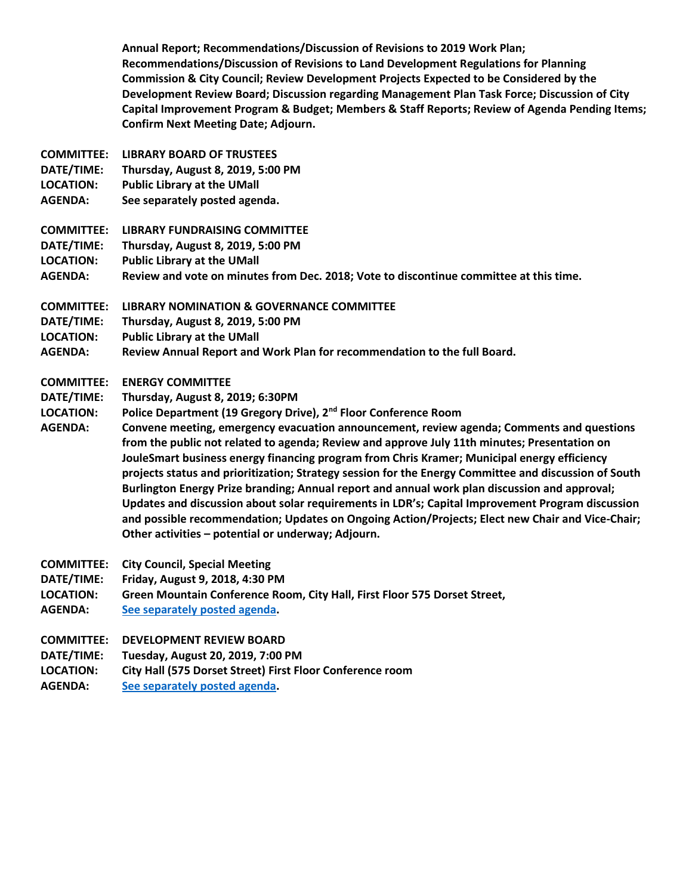**Annual Report; Recommendations/Discussion of Revisions to 2019 Work Plan; Recommendations/Discussion of Revisions to Land Development Regulations for Planning Commission & City Council; Review Development Projects Expected to be Considered by the Development Review Board; Discussion regarding Management Plan Task Force; Discussion of City Capital Improvement Program & Budget; Members & Staff Reports; Review of Agenda Pending Items; Confirm Next Meeting Date; Adjourn.**

**COMMITTEE:** **LIBRARY BOARD OF TRUSTEES**
**DATE/TIME:** **Thursday, August 8, 2019, 5:00 PM**
**LOCATION:** **Public Library at the UMall**
**AGENDA:** **See separately posted agenda.**

**COMMITTEE:** **LIBRARY FUNDRAISING COMMITTEE**
**DATE/TIME:** **Thursday, August 8, 2019, 5:00 PM**
**LOCATION:** **Public Library at the UMall**
**AGENDA:** **Review and vote on minutes from Dec. 2018; Vote to discontinue committee at this time.**

**COMMITTEE:** **LIBRARY NOMINATION & GOVERNANCE COMMITTEE**
**DATE/TIME:** **Thursday, August 8, 2019, 5:00 PM**
**LOCATION:** **Public Library at the UMall**
**AGENDA:** **Review Annual Report and Work Plan for recommendation to the full Board.**

**COMMITTEE:** **ENERGY COMMITTEE**
**DATE/TIME:** **Thursday, August 8, 2019; 6:30PM**
**LOCATION:** **Police Department (19 Gregory Drive), 2nd Floor Conference Room**
**AGENDA:** **Convene meeting, emergency evacuation announcement, review agenda; Comments and questions from the public not related to agenda; Review and approve July 11th minutes; Presentation on JouleSmart business energy financing program from Chris Kramer; Municipal energy efficiency projects status and prioritization; Strategy session for the Energy Committee and discussion of South Burlington Energy Prize branding; Annual report and annual work plan discussion and approval; Updates and discussion about solar requirements in LDR's; Capital Improvement Program discussion and possible recommendation; Updates on Ongoing Action/Projects; Elect new Chair and Vice-Chair; Other activities – potential or underway; Adjourn.**

**COMMITTEE:** **City Council, Special Meeting**
**DATE/TIME:** **Friday, August 9, 2018, 4:30 PM**
**LOCATION:** **Green Mountain Conference Room, City Hall, First Floor 575 Dorset Street,**
**AGENDA:** **See separately posted agenda.**

**COMMITTEE:** **DEVELOPMENT REVIEW BOARD**
**DATE/TIME:** **Tuesday, August 20, 2019, 7:00 PM**
**LOCATION:** **City Hall (575 Dorset Street) First Floor Conference room**
**AGENDA:** **See separately posted agenda.**